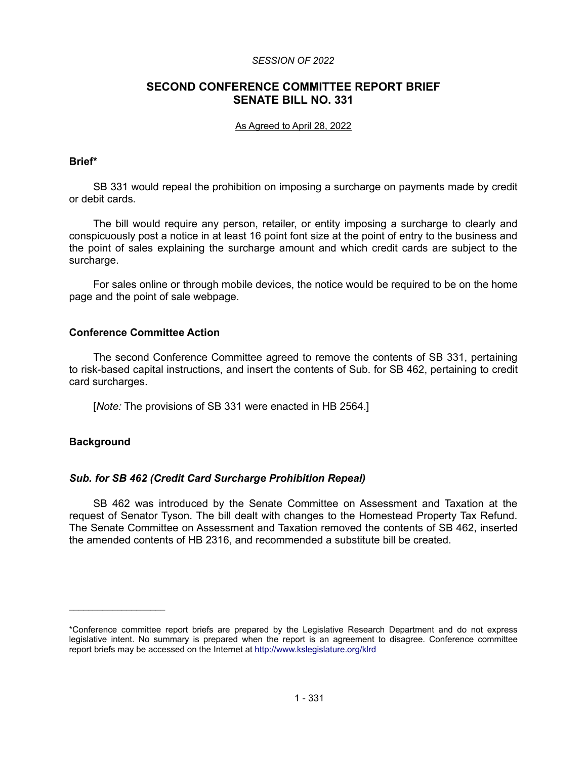*SESSION OF 2022*

# SECOND CONFERENCE COMMITTEE REPORT BRIEF SENATE BILL NO. 331

As Agreed to April 28, 2022

## Brief*

SB 331 would repeal the prohibition on imposing a surcharge on payments made by credit or debit cards.

The bill would require any person, retailer, or entity imposing a surcharge to clearly and conspicuously post a notice in at least 16 point font size at the point of entry to the business and the point of sales explaining the surcharge amount and which credit cards are subject to the surcharge.

For sales online or through mobile devices, the notice would be required to be on the home page and the point of sale webpage.

## Conference Committee Action

The second Conference Committee agreed to remove the contents of SB 331, pertaining to risk-based capital instructions, and insert the contents of Sub. for SB 462, pertaining to credit card surcharges.

[*Note:* The provisions of SB 331 were enacted in HB 2564.]

## Background

### *Sub. for SB 462 (Credit Card Surcharge Prohibition Repeal)*

SB 462 was introduced by the Senate Committee on Assessment and Taxation at the request of Senator Tyson. The bill dealt with changes to the Homestead Property Tax Refund. The Senate Committee on Assessment and Taxation removed the contents of SB 462, inserted the amended contents of HB 2316, and recommended a substitute bill be created.

---

*Conference committee report briefs are prepared by the Legislative Research Department and do not express legislative intent. No summary is prepared when the report is an agreement to disagree. Conference committee report briefs may be accessed on the Internet at http://www.kslegislature.org/klrd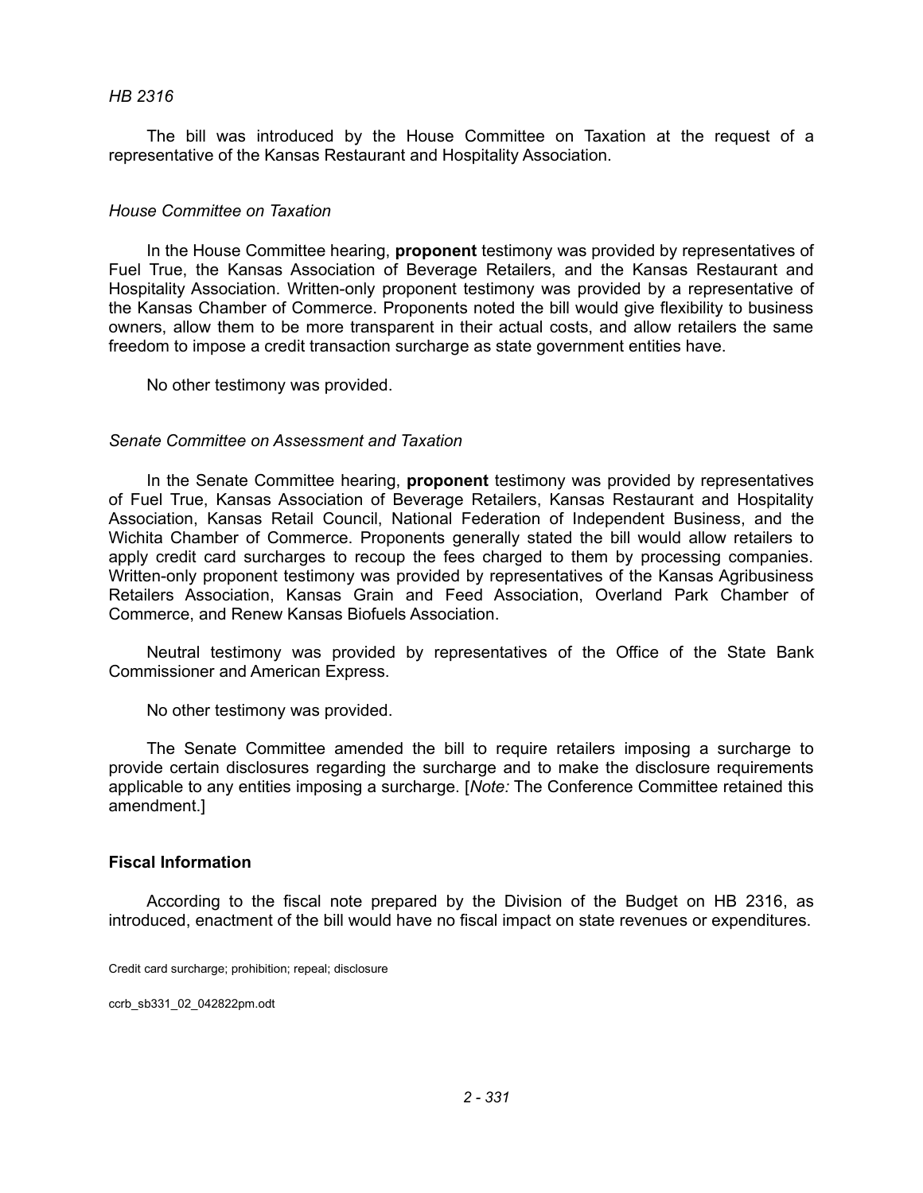*HB 2316*

The bill was introduced by the House Committee on Taxation at the request of a representative of the Kansas Restaurant and Hospitality Association.

*House Committee on Taxation*

In the House Committee hearing, **proponent** testimony was provided by representatives of Fuel True, the Kansas Association of Beverage Retailers, and the Kansas Restaurant and Hospitality Association. Written-only proponent testimony was provided by a representative of the Kansas Chamber of Commerce. Proponents noted the bill would give flexibility to business owners, allow them to be more transparent in their actual costs, and allow retailers the same freedom to impose a credit transaction surcharge as state government entities have.

No other testimony was provided.

*Senate Committee on Assessment and Taxation*

In the Senate Committee hearing, **proponent** testimony was provided by representatives of Fuel True, Kansas Association of Beverage Retailers, Kansas Restaurant and Hospitality Association, Kansas Retail Council, National Federation of Independent Business, and the Wichita Chamber of Commerce. Proponents generally stated the bill would allow retailers to apply credit card surcharges to recoup the fees charged to them by processing companies. Written-only proponent testimony was provided by representatives of the Kansas Agribusiness Retailers Association, Kansas Grain and Feed Association, Overland Park Chamber of Commerce, and Renew Kansas Biofuels Association.

Neutral testimony was provided by representatives of the Office of the State Bank Commissioner and American Express.

No other testimony was provided.

The Senate Committee amended the bill to require retailers imposing a surcharge to provide certain disclosures regarding the surcharge and to make the disclosure requirements applicable to any entities imposing a surcharge. [*Note:* The Conference Committee retained this amendment.]

### Fiscal Information

According to the fiscal note prepared by the Division of the Budget on HB 2316, as introduced, enactment of the bill would have no fiscal impact on state revenues or expenditures.

Credit card surcharge; prohibition; repeal; disclosure

ccrb_sb331_02_042822pm.odt